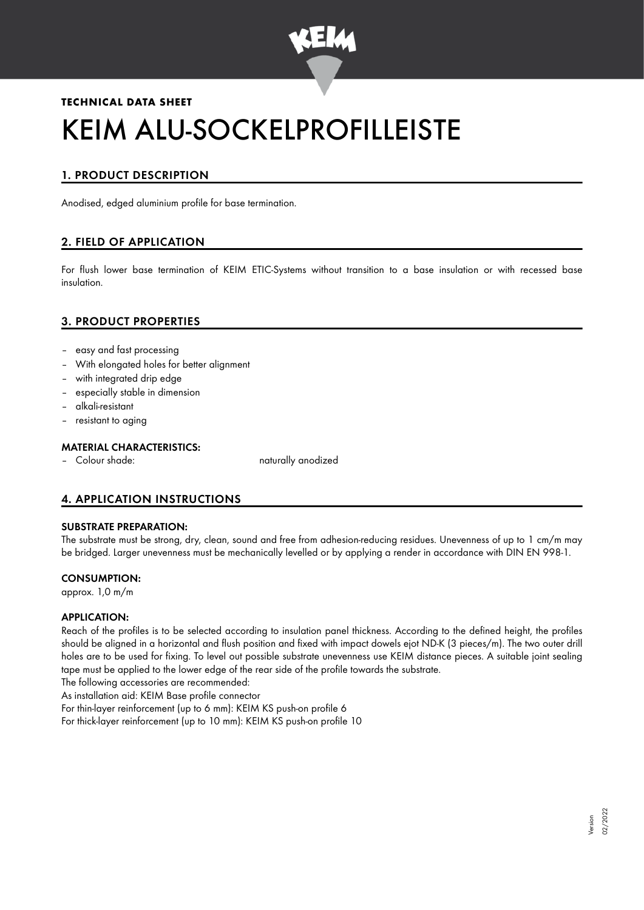**TECHNICAL DATA SHEET**

# KEIM ALU-SOCKELPROFILLEISTE

## 1. PRODUCT DESCRIPTION

Anodised, edged aluminium profile for base termination.

## 2. FIELD OF APPLICATION

For flush lower base termination of KEIM ETIC-Systems without transition to a base insulation or with recessed base insulation.

## 3. PRODUCT PROPERTIES

- easy and fast processing
- With elongated holes for better alignment
- with integrated drip edge
- especially stable in dimension
- alkali-resistant
- resistant to aging

### MATERIAL CHARACTERISTICS:

- Colour shade: naturally anodized

## 4. APPLICATION INSTRUCTIONS

### SUBSTRATE PREPARATION:

The substrate must be strong, dry, clean, sound and free from adhesion-reducing residues. Unevenness of up to 1 cm/m may be bridged. Larger unevenness must be mechanically levelled or by applying a render in accordance with DIN EN 998-1.

### CONSUMPTION:

approx. 1,0 m/m

### APPLICATION:

Reach of the profiles is to be selected according to insulation panel thickness. According to the defined height, the profiles should be aligned in a horizontal and flush position and fixed with impact dowels ejot ND-K (3 pieces/m). The two outer drill holes are to be used for fixing. To level out possible substrate unevenness use KEIM distance pieces. A suitable joint sealing tape must be applied to the lower edge of the rear side of the profile towards the substrate.

The following accessories are recommended:

As installation aid: KEIM Base profile connector

For thin-layer reinforcement (up to 6 mm): KEIM KS push-on profile 6

For thick-layer reinforcement (up to 10 mm): KEIM KS push-on profile 10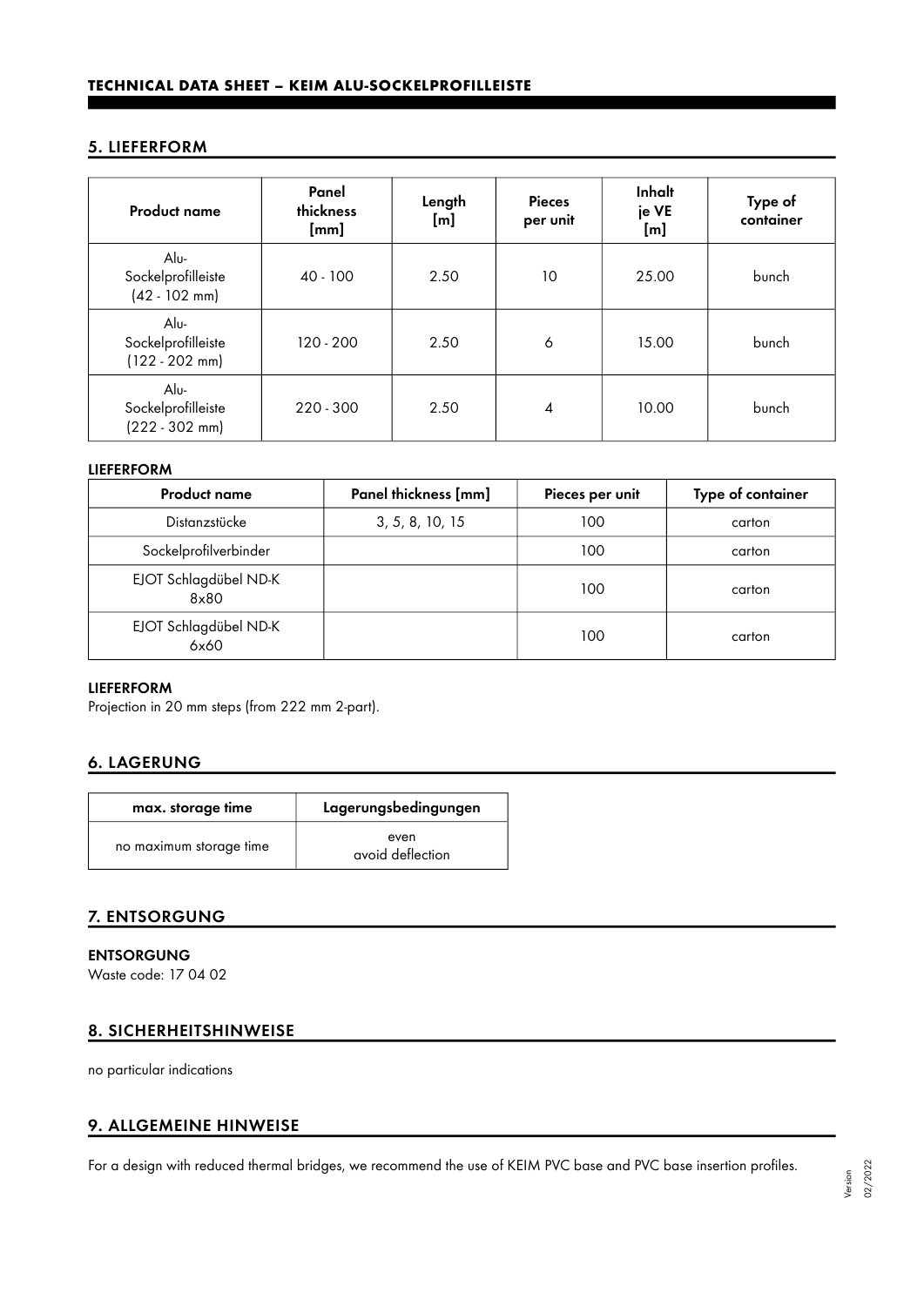## 5. LIEFERFORM

| Product name | Panel thickness [mm] | Length [m] | Pieces per unit | Inhalt je VE [m] | Type of container |
|---|---|---|---|---|---|
| Alu-Sockelprofilleiste (42 - 102 mm) | 40 - 100 | 2.50 | 10 | 25.00 | bunch |
| Alu-Sockelprofilleiste (122 - 202 mm) | 120 - 200 | 2.50 | 6 | 15.00 | bunch |
| Alu-Sockelprofilleiste (222 - 302 mm) | 220 - 300 | 2.50 | 4 | 10.00 | bunch |

### LIEFERFORM

| Product name | Panel thickness [mm] | Pieces per unit | Type of container |
|---|---|---|---|
| Distanzstücke | 3, 5, 8, 10, 15 | 100 | carton |
| Sockelprofilverbinder | | 100 | carton |
| EJOT Schlagdübel ND-K 8x80 | | 100 | carton |
| EJOT Schlagdübel ND-K 6x60 | | 100 | carton |

### LIEFERFORM

Projection in 20 mm steps (from 222 mm 2-part).

## 6. LAGERUNG

| max. storage time | Lagerungsbedingungen |
|---|---|
| no maximum storage time | even avoid deflection |

## 7. ENTSORGUNG

### ENTSORGUNG

Waste code: 17 04 02

## 8. SICHERHEITSHINWEISE

no particular indications

## 9. ALLGEMEINE HINWEISE

For a design with reduced thermal bridges, we recommend the use of KEIM PVC base and PVC base insertion profiles.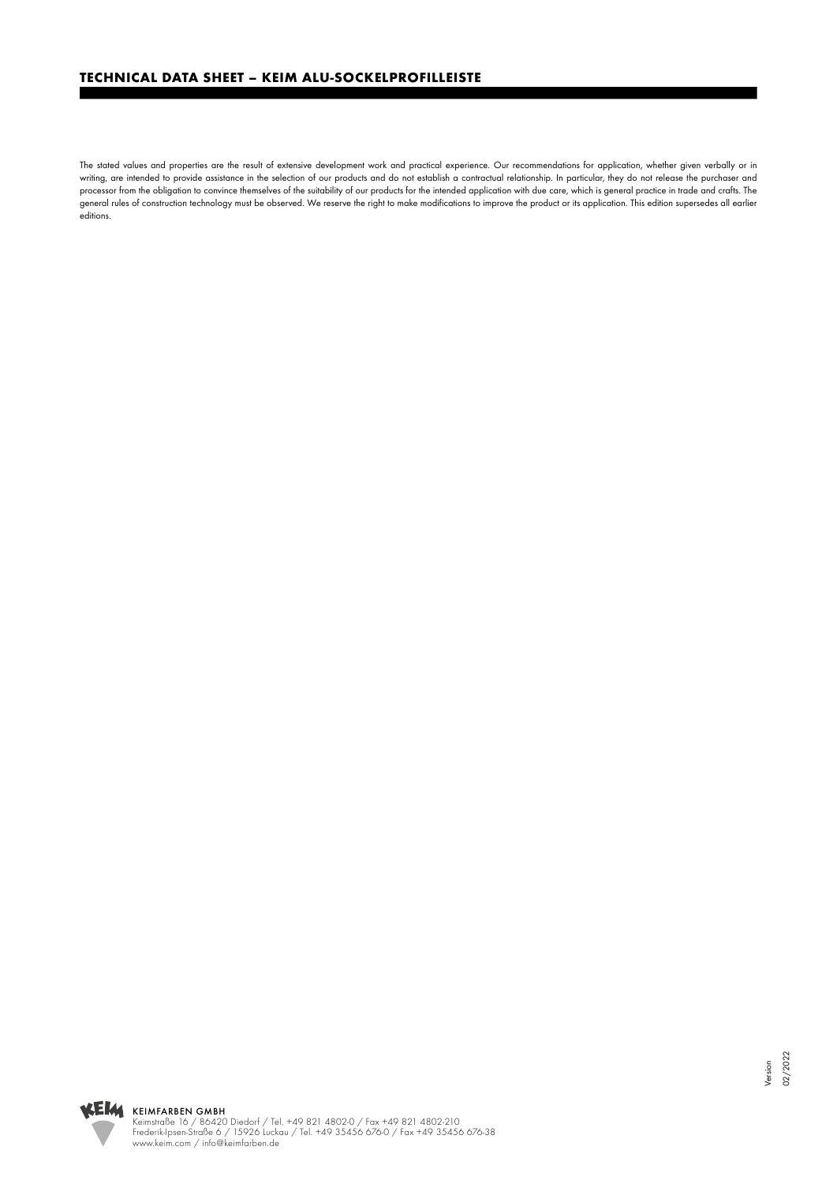The stated values and properties are the result of extensive development work and practical experience. Our recommendations for application, whether given verbally or in writing, are intended to provide assistance in the selection of our products and do not establish a contractual relationship. In particular, they do not release the purchaser and processor from the obligation to convince themselves of the suitability of our products for the intended application with due care, which is general practice in trade and crafts. The general rules of construction technology must be observed. We reserve the right to make modifications to improve the product or its application. This edition supersedes all earlier editions.

KEIMFARBEN GMBH
Keimstraße 16 / 86420 Diedorf / Tel. +49 821 4802-0 / Fax +49 821 4802-210
Frederik-Ipsen-Straße 6 / 15926 Luckau / Tel. +49 35456 676-0 / Fax +49 35456 676-38
www.keim.com / info@keimfarben.de

Version 02/2022